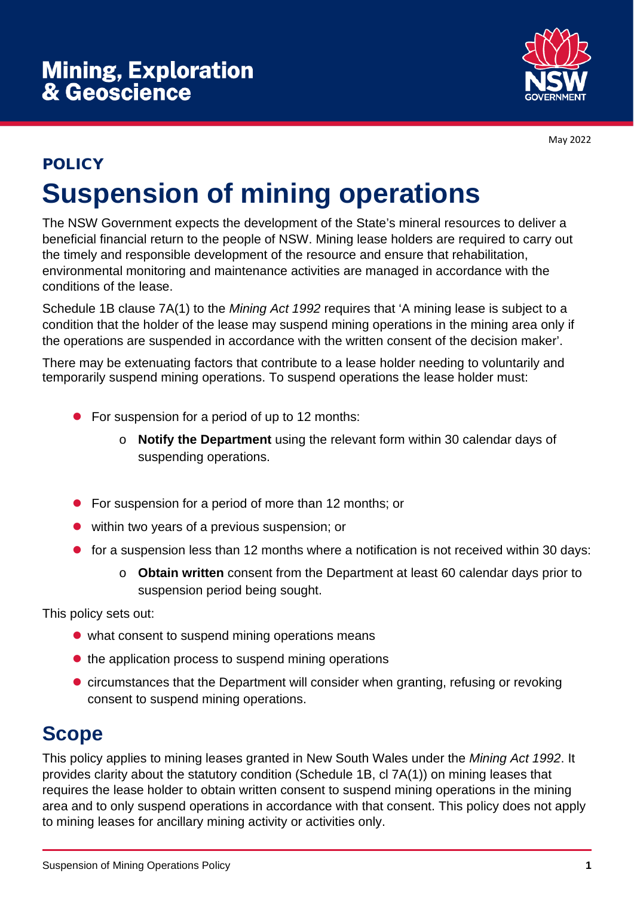# Mining, Exploration & Geoscience

May 2022

**POLICY**

# Suspension of mining operations

The NSW Government expects the development of the State's mineral resources to deliver a beneficial financial return to the people of NSW. Mining lease holders are required to carry out the timely and responsible development of the resource and ensure that rehabilitation, environmental monitoring and maintenance activities are managed in accordance with the conditions of the lease.

Schedule 1B clause 7A(1) to the *Mining Act 1992* requires that 'A mining lease is subject to a condition that the holder of the lease may suspend mining operations in the mining area only if the operations are suspended in accordance with the written consent of the decision maker'.

There may be extenuating factors that contribute to a lease holder needing to voluntarily and temporarily suspend mining operations. To suspend operations the lease holder must:

- For suspension for a period of up to 12 months:
  - **Notify the Department** using the relevant form within 30 calendar days of suspending operations.
- For suspension for a period of more than 12 months; or
- within two years of a previous suspension; or
- for a suspension less than 12 months where a notification is not received within 30 days:
  - **Obtain written** consent from the Department at least 60 calendar days prior to suspension period being sought.

This policy sets out:

- what consent to suspend mining operations means
- the application process to suspend mining operations
- circumstances that the Department will consider when granting, refusing or revoking consent to suspend mining operations.

## Scope

This policy applies to mining leases granted in New South Wales under the *Mining Act 1992*. It provides clarity about the statutory condition (Schedule 1B, cl 7A(1)) on mining leases that requires the lease holder to obtain written consent to suspend mining operations in the mining area and to only suspend operations in accordance with that consent. This policy does not apply to mining leases for ancillary mining activity or activities only.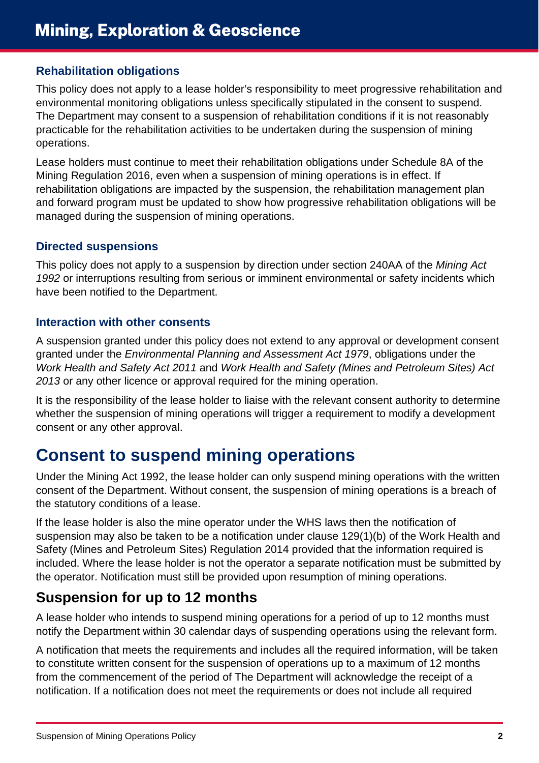### Rehabilitation obligations

This policy does not apply to a lease holder's responsibility to meet progressive rehabilitation and environmental monitoring obligations unless specifically stipulated in the consent to suspend. The Department may consent to a suspension of rehabilitation conditions if it is not reasonably practicable for the rehabilitation activities to be undertaken during the suspension of mining operations.

Lease holders must continue to meet their rehabilitation obligations under Schedule 8A of the Mining Regulation 2016, even when a suspension of mining operations is in effect. If rehabilitation obligations are impacted by the suspension, the rehabilitation management plan and forward program must be updated to show how progressive rehabilitation obligations will be managed during the suspension of mining operations.

### Directed suspensions

This policy does not apply to a suspension by direction under section 240AA of the *Mining Act 1992* or interruptions resulting from serious or imminent environmental or safety incidents which have been notified to the Department.

### Interaction with other consents

A suspension granted under this policy does not extend to any approval or development consent granted under the *Environmental Planning and Assessment Act 1979*, obligations under the *Work Health and Safety Act 2011* and *Work Health and Safety (Mines and Petroleum Sites) Act 2013* or any other licence or approval required for the mining operation.

It is the responsibility of the lease holder to liaise with the relevant consent authority to determine whether the suspension of mining operations will trigger a requirement to modify a development consent or any other approval.

# Consent to suspend mining operations

Under the Mining Act 1992, the lease holder can only suspend mining operations with the written consent of the Department. Without consent, the suspension of mining operations is a breach of the statutory conditions of a lease.

If the lease holder is also the mine operator under the WHS laws then the notification of suspension may also be taken to be a notification under clause 129(1)(b) of the Work Health and Safety (Mines and Petroleum Sites) Regulation 2014 provided that the information required is included. Where the lease holder is not the operator a separate notification must be submitted by the operator. Notification must still be provided upon resumption of mining operations.

## Suspension for up to 12 months

A lease holder who intends to suspend mining operations for a period of up to 12 months must notify the Department within 30 calendar days of suspending operations using the relevant form.

A notification that meets the requirements and includes all the required information, will be taken to constitute written consent for the suspension of operations up to a maximum of 12 months from the commencement of the period of The Department will acknowledge the receipt of a notification. If a notification does not meet the requirements or does not include all required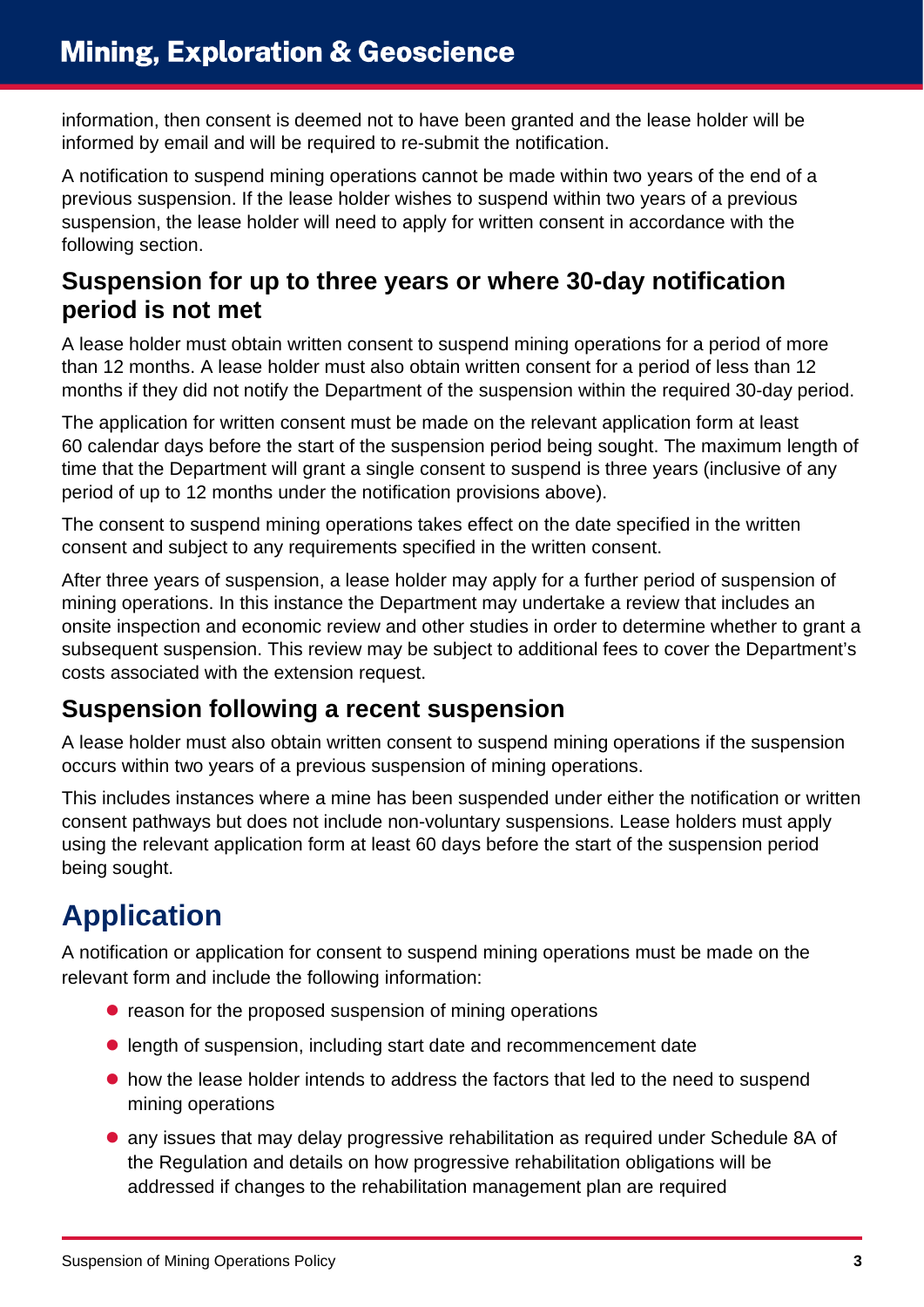information, then consent is deemed not to have been granted and the lease holder will be informed by email and will be required to re-submit the notification.

A notification to suspend mining operations cannot be made within two years of the end of a previous suspension. If the lease holder wishes to suspend within two years of a previous suspension, the lease holder will need to apply for written consent in accordance with the following section.

### Suspension for up to three years or where 30-day notification period is not met

A lease holder must obtain written consent to suspend mining operations for a period of more than 12 months. A lease holder must also obtain written consent for a period of less than 12 months if they did not notify the Department of the suspension within the required 30-day period.

The application for written consent must be made on the relevant application form at least 60 calendar days before the start of the suspension period being sought. The maximum length of time that the Department will grant a single consent to suspend is three years (inclusive of any period of up to 12 months under the notification provisions above).

The consent to suspend mining operations takes effect on the date specified in the written consent and subject to any requirements specified in the written consent.

After three years of suspension, a lease holder may apply for a further period of suspension of mining operations. In this instance the Department may undertake a review that includes an onsite inspection and economic review and other studies in order to determine whether to grant a subsequent suspension. This review may be subject to additional fees to cover the Department's costs associated with the extension request.

### Suspension following a recent suspension

A lease holder must also obtain written consent to suspend mining operations if the suspension occurs within two years of a previous suspension of mining operations.

This includes instances where a mine has been suspended under either the notification or written consent pathways but does not include non-voluntary suspensions. Lease holders must apply using the relevant application form at least 60 days before the start of the suspension period being sought.

## Application

A notification or application for consent to suspend mining operations must be made on the relevant form and include the following information:

- reason for the proposed suspension of mining operations
- length of suspension, including start date and recommencement date
- how the lease holder intends to address the factors that led to the need to suspend mining operations
- any issues that may delay progressive rehabilitation as required under Schedule 8A of the Regulation and details on how progressive rehabilitation obligations will be addressed if changes to the rehabilitation management plan are required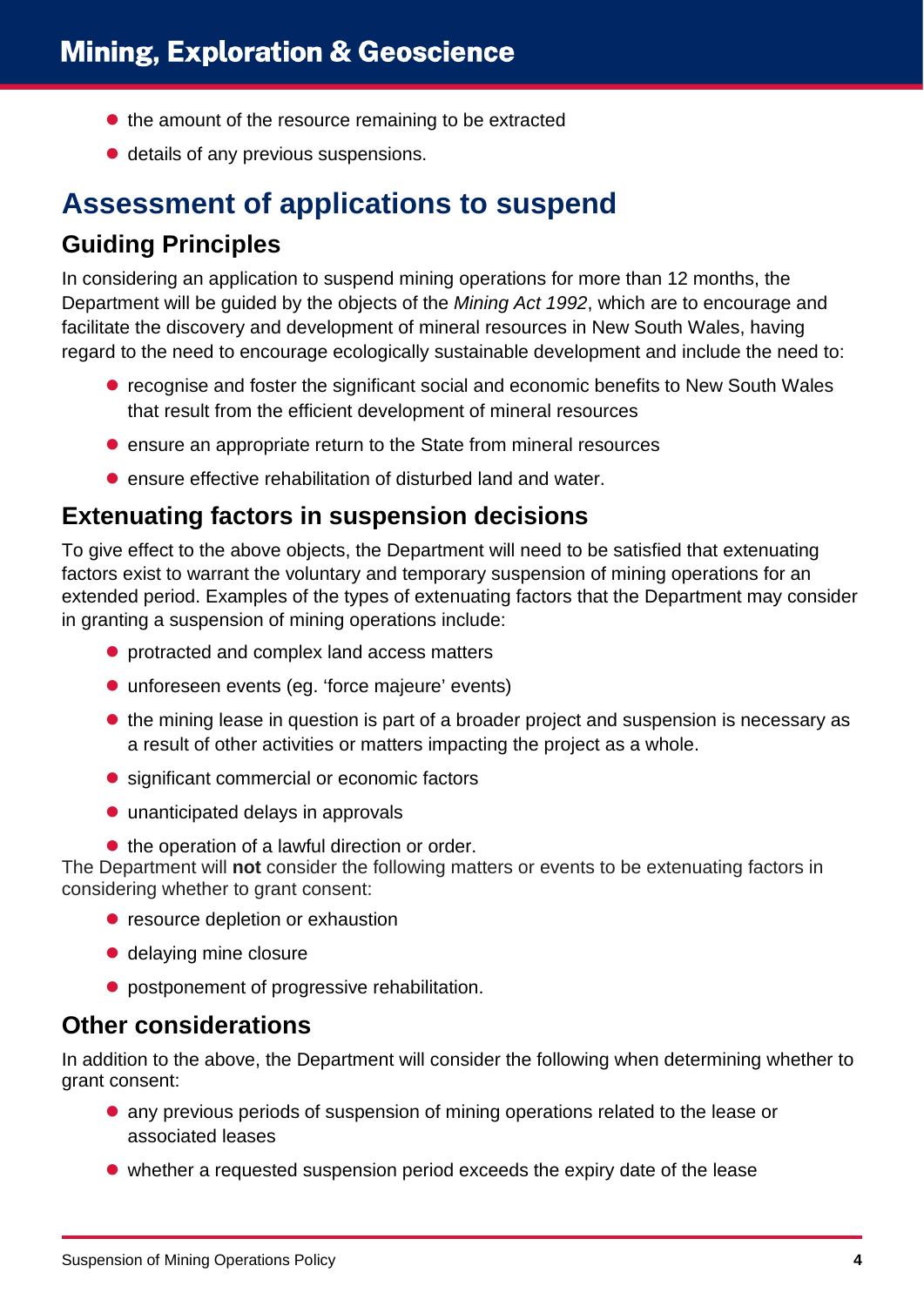- the amount of the resource remaining to be extracted
- details of any previous suspensions.

# Assessment of applications to suspend

## Guiding Principles

In considering an application to suspend mining operations for more than 12 months, the Department will be guided by the objects of the *Mining Act 1992*, which are to encourage and facilitate the discovery and development of mineral resources in New South Wales, having regard to the need to encourage ecologically sustainable development and include the need to:

- recognise and foster the significant social and economic benefits to New South Wales that result from the efficient development of mineral resources
- ensure an appropriate return to the State from mineral resources
- ensure effective rehabilitation of disturbed land and water.

## Extenuating factors in suspension decisions

To give effect to the above objects, the Department will need to be satisfied that extenuating factors exist to warrant the voluntary and temporary suspension of mining operations for an extended period. Examples of the types of extenuating factors that the Department may consider in granting a suspension of mining operations include:

- protracted and complex land access matters
- unforeseen events (eg. 'force majeure' events)
- the mining lease in question is part of a broader project and suspension is necessary as a result of other activities or matters impacting the project as a whole.
- significant commercial or economic factors
- unanticipated delays in approvals
- the operation of a lawful direction or order.

The Department will **not** consider the following matters or events to be extenuating factors in considering whether to grant consent:

- resource depletion or exhaustion
- delaying mine closure
- postponement of progressive rehabilitation.

## Other considerations

In addition to the above, the Department will consider the following when determining whether to grant consent:

- any previous periods of suspension of mining operations related to the lease or associated leases
- whether a requested suspension period exceeds the expiry date of the lease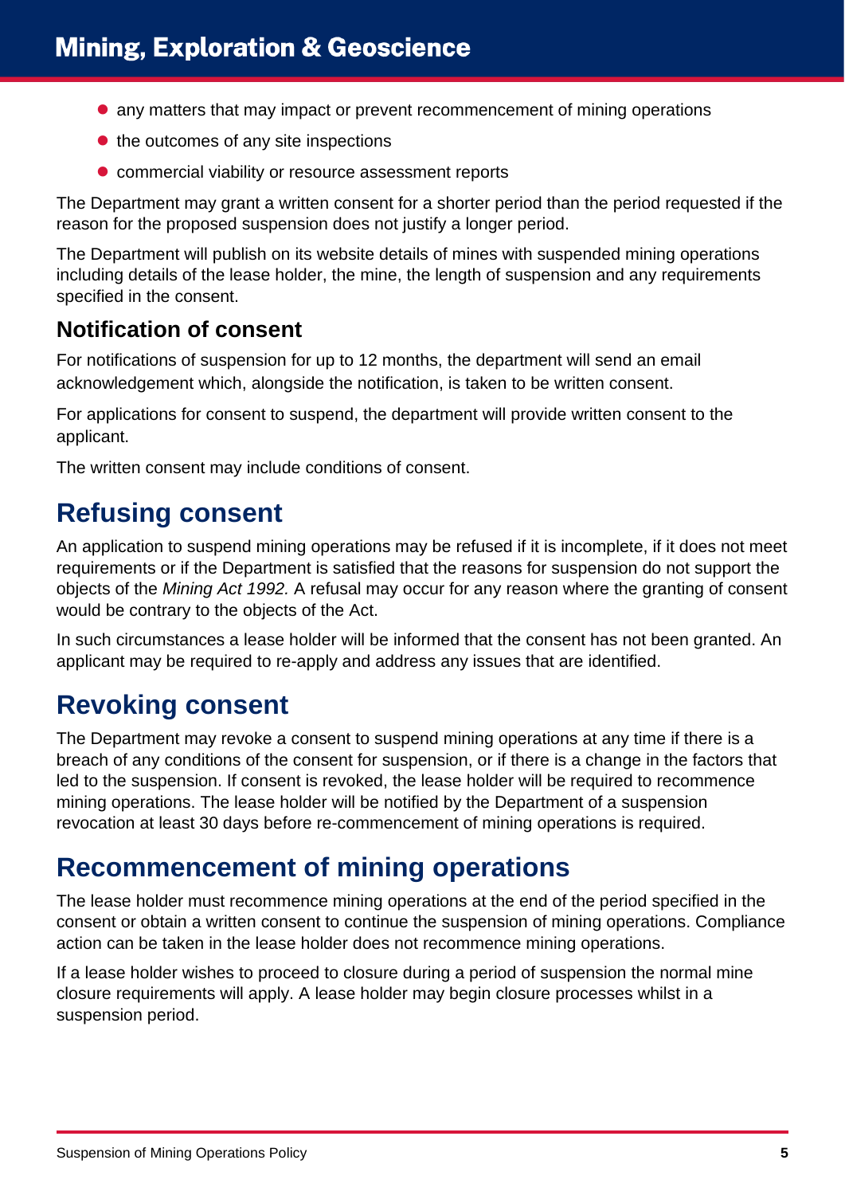- any matters that may impact or prevent recommencement of mining operations
- the outcomes of any site inspections
- commercial viability or resource assessment reports

The Department may grant a written consent for a shorter period than the period requested if the reason for the proposed suspension does not justify a longer period.

The Department will publish on its website details of mines with suspended mining operations including details of the lease holder, the mine, the length of suspension and any requirements specified in the consent.

### Notification of consent

For notifications of suspension for up to 12 months, the department will send an email acknowledgement which, alongside the notification, is taken to be written consent.

For applications for consent to suspend, the department will provide written consent to the applicant.

The written consent may include conditions of consent.

## Refusing consent

An application to suspend mining operations may be refused if it is incomplete, if it does not meet requirements or if the Department is satisfied that the reasons for suspension do not support the objects of the *Mining Act 1992.* A refusal may occur for any reason where the granting of consent would be contrary to the objects of the Act.

In such circumstances a lease holder will be informed that the consent has not been granted. An applicant may be required to re-apply and address any issues that are identified.

## Revoking consent

The Department may revoke a consent to suspend mining operations at any time if there is a breach of any conditions of the consent for suspension, or if there is a change in the factors that led to the suspension. If consent is revoked, the lease holder will be required to recommence mining operations. The lease holder will be notified by the Department of a suspension revocation at least 30 days before re-commencement of mining operations is required.

## Recommencement of mining operations

The lease holder must recommence mining operations at the end of the period specified in the consent or obtain a written consent to continue the suspension of mining operations. Compliance action can be taken in the lease holder does not recommence mining operations.

If a lease holder wishes to proceed to closure during a period of suspension the normal mine closure requirements will apply. A lease holder may begin closure processes whilst in a suspension period.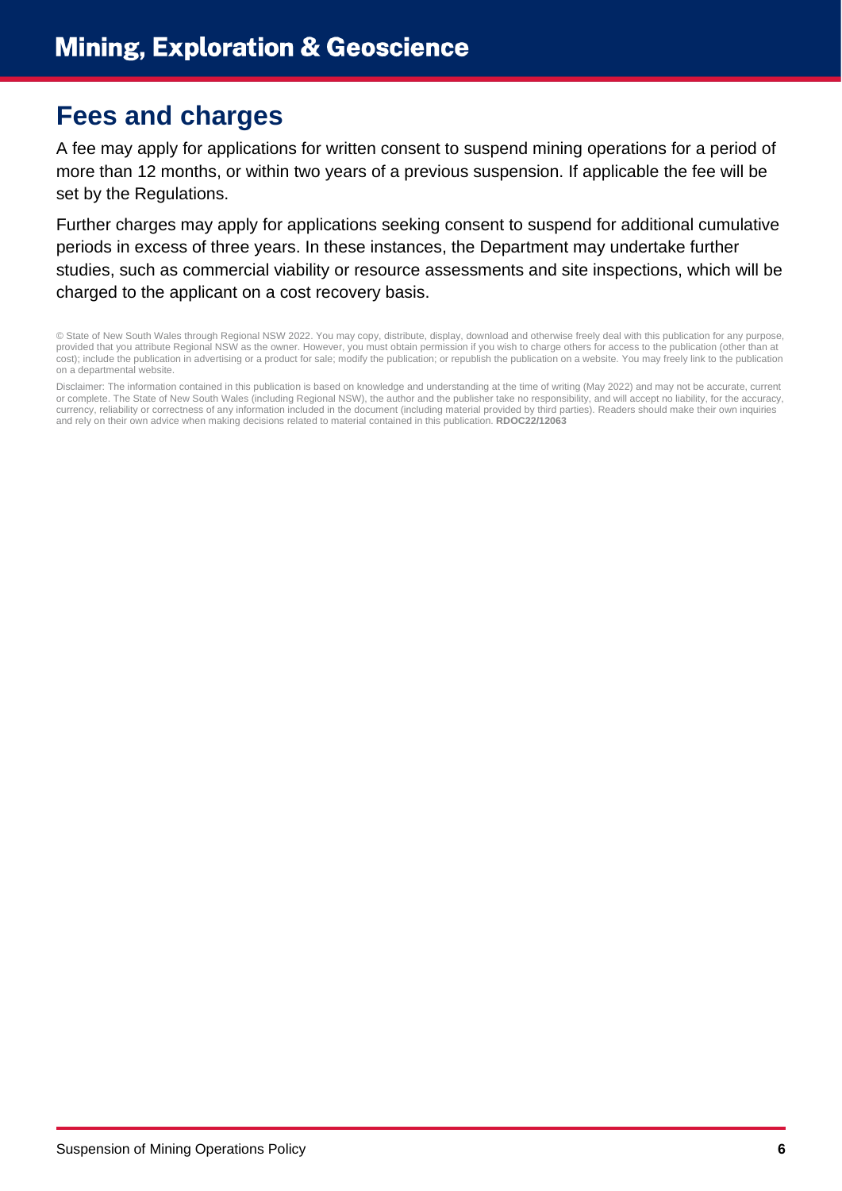## Fees and charges

A fee may apply for applications for written consent to suspend mining operations for a period of more than 12 months, or within two years of a previous suspension. If applicable the fee will be set by the Regulations.

Further charges may apply for applications seeking consent to suspend for additional cumulative periods in excess of three years. In these instances, the Department may undertake further studies, such as commercial viability or resource assessments and site inspections, which will be charged to the applicant on a cost recovery basis.

© State of New South Wales through Regional NSW 2022. You may copy, distribute, display, download and otherwise freely deal with this publication for any purpose, provided that you attribute Regional NSW as the owner. However, you must obtain permission if you wish to charge others for access to the publication (other than at cost); include the publication in advertising or a product for sale; modify the publication; or republish the publication on a website. You may freely link to the publication on a departmental website.

Disclaimer: The information contained in this publication is based on knowledge and understanding at the time of writing (May 2022) and may not be accurate, current or complete. The State of New South Wales (including Regional NSW), the author and the publisher take no responsibility, and will accept no liability, for the accuracy, currency, reliability or correctness of any information included in the document (including material provided by third parties). Readers should make their own inquiries and rely on their own advice when making decisions related to material contained in this publication. **RDOC22/12063**